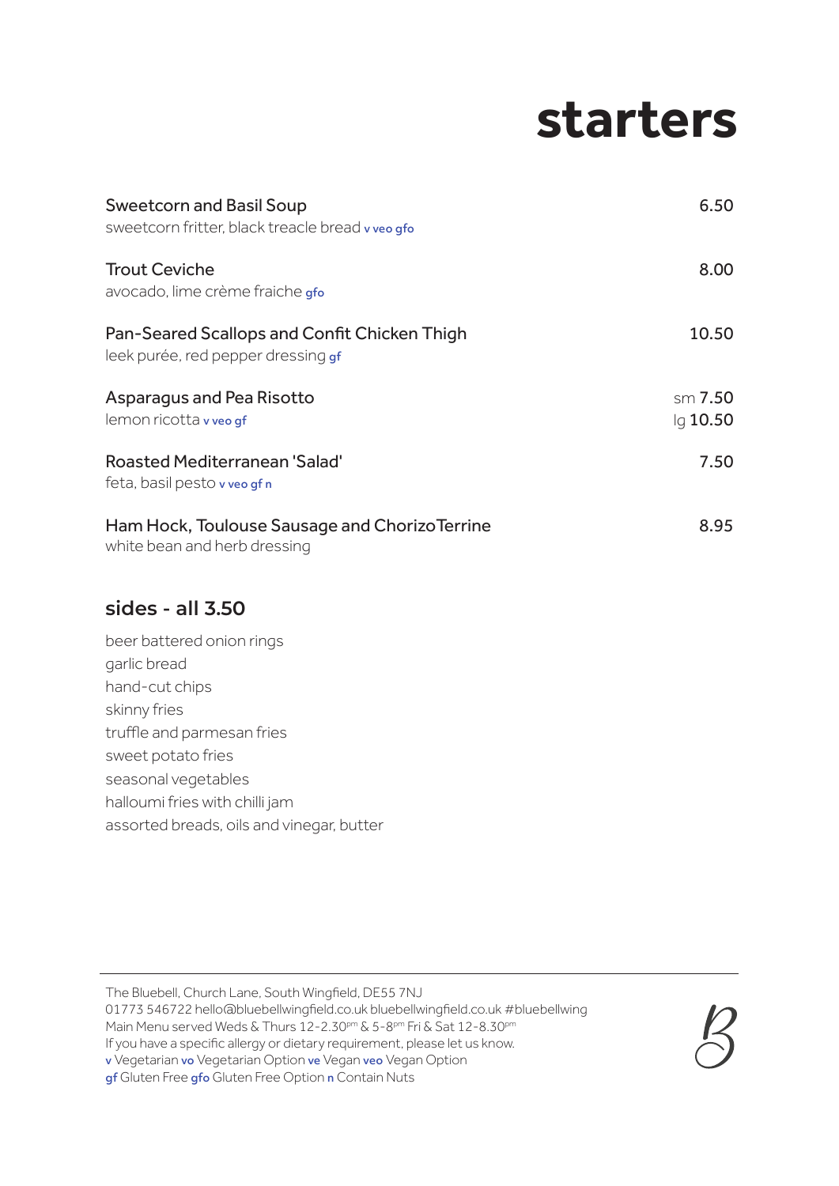# starters

| | |
|---|---|
| **Sweetcorn and Basil Soup**<br>sweetcorn fritter, black treacle bread v veo gfo | 6.50 |
| **Trout Ceviche**<br>avocado, lime crème fraiche gfo | 8.00 |
| **Pan-Seared Scallops and Confit Chicken Thigh**<br>leek purée, red pepper dressing gf | 10.50 |
| **Asparagus and Pea Risotto**<br>lemon ricotta v veo gf | sm 7.50<br>lg 10.50 |
| **Roasted Mediterranean 'Salad'**<br>feta, basil pesto v veo gf n | 7.50 |
| **Ham Hock, Toulouse Sausage and Chorizo Terrine**<br>white bean and herb dressing | 8.95 |

## sides - all 3.50

beer battered onion rings
garlic bread
hand-cut chips
skinny fries
truffle and parmesan fries
sweet potato fries
seasonal vegetables
halloumi fries with chilli jam
assorted breads, oils and vinegar, butter

---

The Bluebell, Church Lane, South Wingfield, DE55 7NJ
01773 546722 hello@bluebellwingfield.co.uk bluebellwingfield.co.uk #bluebellwing
Main Menu served Weds & Thurs 12-2.30pm & 5-8pm Fri & Sat 12-8.30pm
If you have a specific allergy or dietary requirement, please let us know.
**v** Vegetarian **vo** Vegetarian Option **ve** Vegan **veo** Vegan Option
**gf** Gluten Free **gfo** Gluten Free Option **n** Contain Nuts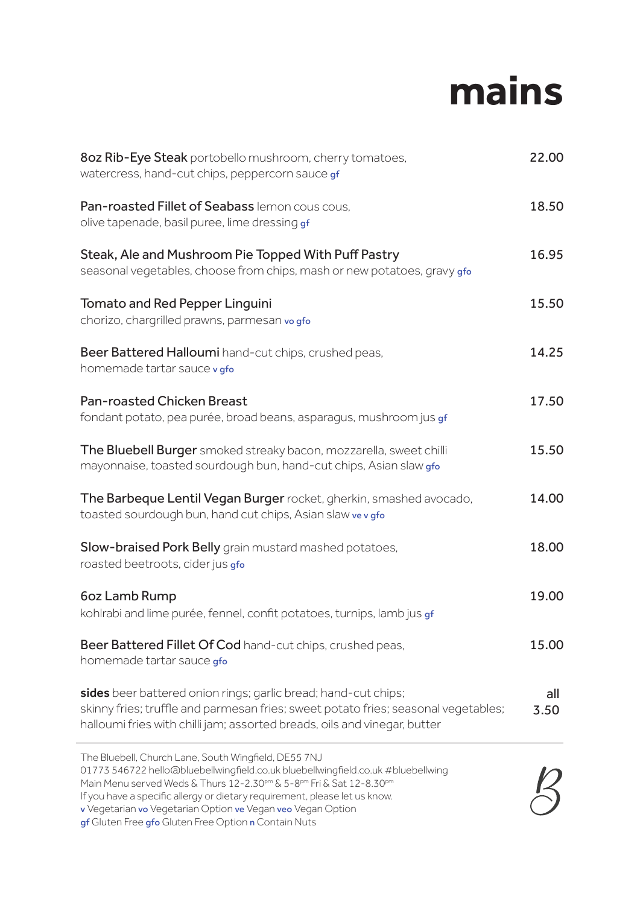# mains

**8oz Rib-Eye Steak** portobello mushroom, cherry tomatoes, watercress, hand-cut chips, peppercorn sauce gf — 22.00

**Pan-roasted Fillet of Seabass** lemon cous cous, olive tapenade, basil puree, lime dressing gf — 18.50

**Steak, Ale and Mushroom Pie Topped With Puff Pastry**
seasonal vegetables, choose from chips, mash or new potatoes, gravy gfo — 16.95

**Tomato and Red Pepper Linguini**
chorizo, chargrilled prawns, parmesan vo gfo — 15.50

**Beer Battered Halloumi** hand-cut chips, crushed peas, homemade tartar sauce v gfo — 14.25

**Pan-roasted Chicken Breast**
fondant potato, pea purée, broad beans, asparagus, mushroom jus gf — 17.50

**The Bluebell Burger** smoked streaky bacon, mozzarella, sweet chilli mayonnaise, toasted sourdough bun, hand-cut chips, Asian slaw gfo — 15.50

**The Barbeque Lentil Vegan Burger** rocket, gherkin, smashed avocado, toasted sourdough bun, hand cut chips, Asian slaw ve v gfo — 14.00

**Slow-braised Pork Belly** grain mustard mashed potatoes, roasted beetroots, cider jus gfo — 18.00

**6oz Lamb Rump**
kohlrabi and lime purée, fennel, confit potatoes, turnips, lamb jus gf — 19.00

**Beer Battered Fillet Of Cod** hand-cut chips, crushed peas, homemade tartar sauce gfo — 15.00

**sides** beer battered onion rings; garlic bread; hand-cut chips; skinny fries; truffle and parmesan fries; sweet potato fries; seasonal vegetables; halloumi fries with chilli jam; assorted breads, oils and vinegar, butter — all 3.50

---

The Bluebell, Church Lane, South Wingfield, DE55 7NJ
01773 546722 hello@bluebellwingfield.co.uk bluebellwingfield.co.uk #bluebellwing
Main Menu served Weds & Thurs 12-2.30pm & 5-8pm Fri & Sat 12-8.30pm
If you have a specific allergy or dietary requirement, please let us know.
v Vegetarian vo Vegetarian Option ve Vegan veo Vegan Option
gf Gluten Free gfo Gluten Free Option n Contain Nuts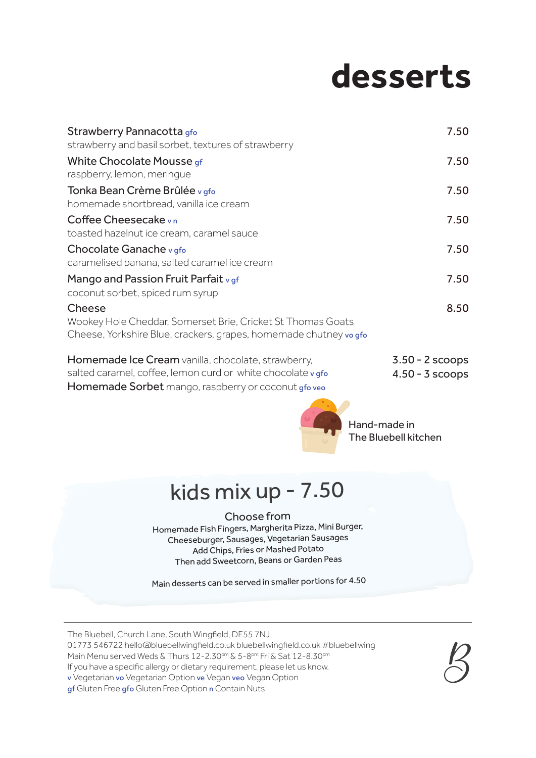# desserts

**Strawberry Pannacotta** gfo — 7.50
strawberry and basil sorbet, textures of strawberry

**White Chocolate Mousse** gf — 7.50
raspberry, lemon, meringue

**Tonka Bean Crème Brûlée** v gfo — 7.50
homemade shortbread, vanilla ice cream

**Coffee Cheesecake** v n — 7.50
toasted hazelnut ice cream, caramel sauce

**Chocolate Ganache** v gfo — 7.50
caramelised banana, salted caramel ice cream

**Mango and Passion Fruit Parfait** v gf — 7.50
coconut sorbet, spiced rum syrup

**Cheese** — 8.50
Wookey Hole Cheddar, Somerset Brie, Cricket St Thomas Goats Cheese, Yorkshire Blue, crackers, grapes, homemade chutney vo gfo

**Homemade Ice Cream** vanilla, chocolate, strawberry, salted caramel, coffee, lemon curd or white chocolate v gfo
**Homemade Sorbet** mango, raspberry or coconut gfo veo

3.50 - 2 scoops
4.50 - 3 scoops

Hand-made in The Bluebell kitchen

## kids mix up - 7.50

Choose from
Homemade Fish Fingers, Margherita Pizza, Mini Burger, Cheeseburger, Sausages, Vegetarian Sausages
Add Chips, Fries or Mashed Potato
Then add Sweetcorn, Beans or Garden Peas

Main desserts can be served in smaller portions for 4.50

---

The Bluebell, Church Lane, South Wingfield, DE55 7NJ
01773 546722 hello@bluebellwingfield.co.uk bluebellwingfield.co.uk #bluebellwing
Main Menu served Weds & Thurs 12-2.30pm & 5-8pm Fri & Sat 12-8.30pm
If you have a specific allergy or dietary requirement, please let us know.
v Vegetarian vo Vegetarian Option ve Vegan veo Vegan Option
gf Gluten Free gfo Gluten Free Option n Contain Nuts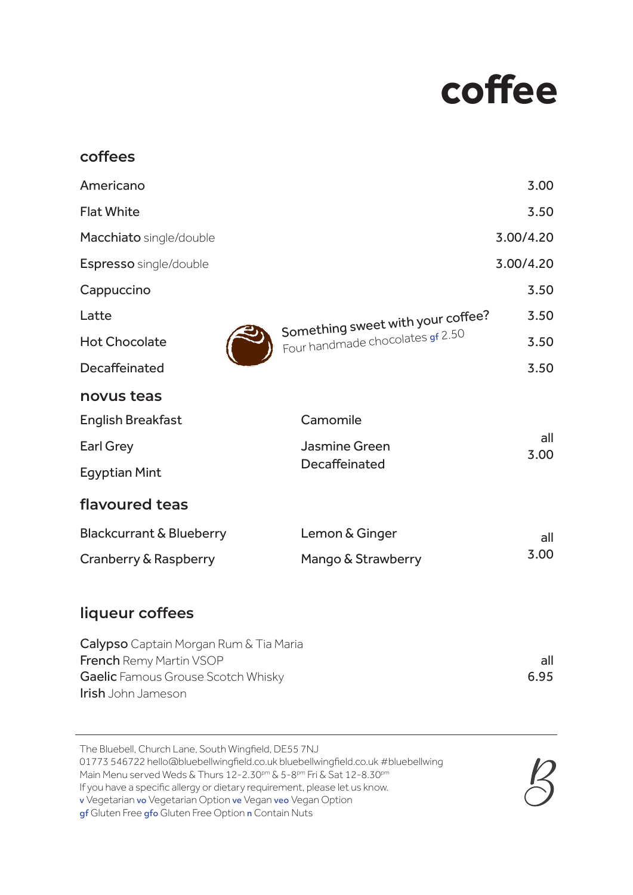# coffee

## coffees

| | |
|---|---|
| Americano | 3.00 |
| Flat White | 3.50 |
| Macchiato single/double | 3.00/4.20 |
| Espresso single/double | 3.00/4.20 |
| Cappuccino | 3.50 |
| Latte | 3.50 |
| Hot Chocolate | 3.50 |
| Decaffeinated | 3.50 |

Something sweet with your coffee?
Four handmade chocolates gf 2.50

## novus teas

English Breakfast
Earl Grey
Egyptian Mint
Camomile
Jasmine Green
Decaffeinated

all 3.00

## flavoured teas

Blackcurrant & Blueberry
Cranberry & Raspberry
Lemon & Ginger
Mango & Strawberry

all 3.00

## liqueur coffees

**Calypso** Captain Morgan Rum & Tia Maria
**French** Remy Martin VSOP
**Gaelic** Famous Grouse Scotch Whisky
**Irish** John Jameson

all 6.95

---

The Bluebell, Church Lane, South Wingfield, DE55 7NJ
01773 546722 hello@bluebellwingfield.co.uk bluebellwingfield.co.uk #bluebellwing
Main Menu served Weds & Thurs 12-2.30pm & 5-8pm Fri & Sat 12-8.30pm
If you have a specific allergy or dietary requirement, please let us know.
v Vegetarian vo Vegetarian Option ve Vegan veo Vegan Option
gf Gluten Free gfo Gluten Free Option n Contain Nuts